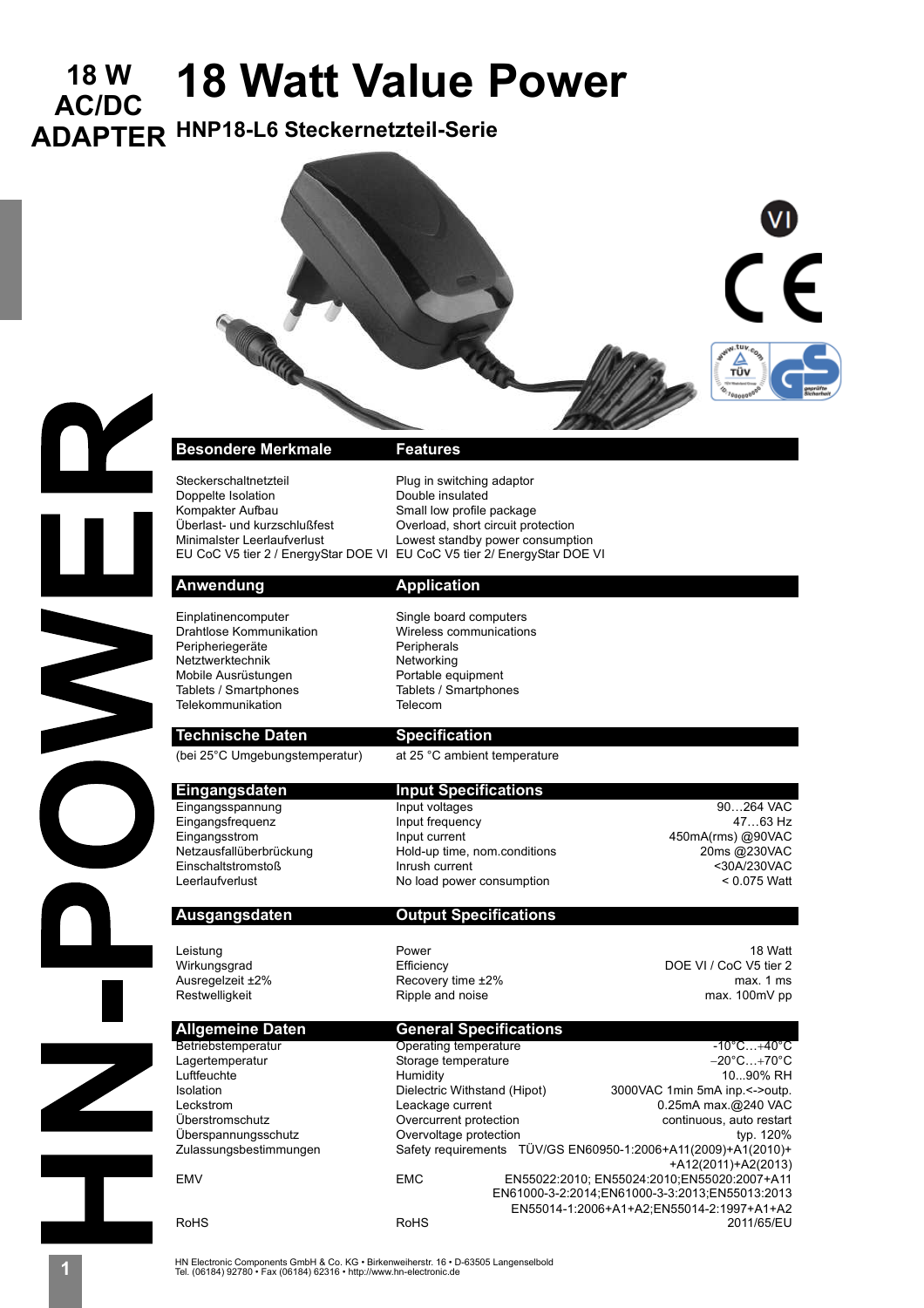# 18 Watt Value Power

18 W AC/DC ADAPTER

## HNP18-L6 Steckernetzteil-Serie

| Besondere Merkmale | Features |
|---|---|
| Steckerschaltnetzteil | Plug in switching adaptor |
| Doppelte Isolation | Double insulated |
| Kompakter Aufbau | Small low profile package |
| Überlast- und kurzschlußfest | Overload, short circuit protection |
| Minimalster Leerlaufverlust | Lowest standby power consumption |
| EU CoC V5 tier 2 / EnergyStar DOE VI | EU CoC V5 tier 2/ EnergyStar DOE VI |

| Anwendung | Application |
|---|---|
| Einplatinencomputer | Single board computers |
| Drahtlose Kommunikation | Wireless communications |
| Peripheriegeräte | Peripherals |
| Netzwerktechnik | Networking |
| Mobile Ausrüstungen | Portable equipment |
| Tablets / Smartphones | Tablets / Smartphones |
| Telekommunikation | Telecom |

## Technische Daten / Specification

(bei 25°C Umgebungstemperatur) — at 25 °C ambient temperature

| Eingangsdaten | Input Specifications | |
|---|---|---|
| Eingangsspannung | Input voltages | 90…264 VAC |
| Eingangsfrequenz | Input frequency | 47…63 Hz |
| Eingangsstrom | Input current | 450mA(rms) @90VAC |
| Netzausfallüberbrückung | Hold-up time, nom.conditions | 20ms @230VAC |
| Einschaltstromstoß | Inrush current | <30A/230VAC |
| Leerlaufverlust | No load power consumption | < 0.075 Watt |

| Ausgangsdaten | Output Specifications | |
|---|---|---|
| Leistung | Power | 18 Watt |
| Wirkungsgrad | Efficiency | DOE VI / CoC V5 tier 2 |
| Ausregelzeit ±2% | Recovery time ±2% | max. 1 ms |
| Restwelligkeit | Ripple and noise | max. 100mV pp |

| Allgemeine Daten | General Specifications | |
|---|---|---|
| Betriebstemperatur | Operating temperature | -10°C…+40°C |
| Lagertemperatur | Storage temperature | −20°C…+70°C |
| Luftfeuchte | Humidity | 10...90% RH |
| Isolation | Dielectric Withstand (Hipot) | 3000VAC 1min 5mA inp.<->outp. |
| Leckstrom | Leakage current | 0.25mA max.@240 VAC |
| Überstromschutz | Overcurrent protection | continuous, auto restart |
| Überspannungsschutz | Overvoltage protection | typ. 120% |
| Zulassungsbestimmungen | Safety requirements | TÜV/GS EN60950-1:2006+A11(2009)+A1(2010)+A12(2011)+A2(2013) |
| EMV | EMC | EN55022:2010; EN55024:2010;EN55020:2007+A11 EN61000-3-2:2014;EN61000-3-3:2013;EN55013:2013 EN55014-1:2006+A1+A2;EN55014-2:1997+A1+A2 |
| RoHS | RoHS | 2011/65/EU |

HN Electronic Components GmbH & Co. KG • Birkenweiherstr. 16 • D-63505 Langenselbold
Tel. (06184) 92780 • Fax (06184) 62316 • http://www.hn-electronic.de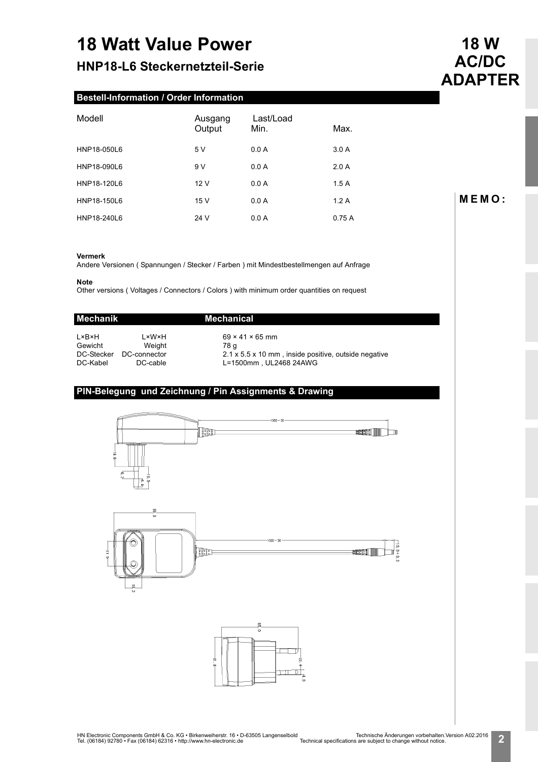# 18 Watt Value Power

## HNP18-L6 Steckernetzteil-Serie

**18 W AC/DC ADAPTER**

### Bestell-Information / Order Information

| Modell | Ausgang Output | Last/Load Min. | Max. |
|---|---|---|---|
| HNP18-050L6 | 5 V | 0.0 A | 3.0 A |
| HNP18-090L6 | 9 V | 0.0 A | 2.0 A |
| HNP18-120L6 | 12 V | 0.0 A | 1.5 A |
| HNP18-150L6 | 15 V | 0.0 A | 1.2 A |
| HNP18-240L6 | 24 V | 0.0 A | 0.75 A |

**MEMO:**

**Vermerk**
Andere Versionen ( Spannungen / Stecker / Farben ) mit Mindestbestellmengen auf Anfrage

**Note**
Other versions ( Voltages / Connectors / Colors ) with minimum order quantities on request

### Mechanik / Mechanical

| | | |
|---|---|---|
| L×B×H | L×W×H | 69 × 41 × 65 mm |
| Gewicht | Weight | 78 g |
| DC-Stecker | DC-connector | 2.1 x 5.5 x 10 mm , inside positive, outside negative |
| DC-Kabel | DC-cable | L=1500mm , UL2468 24AWG |

### PIN-Belegung und Zeichnung / Pin Assignments & Drawing

1500 ± 30

18.6

16.3

15.0

4.0

69.3

21.5

18.2

10.0 ± 0.3

65.0

41.4

22.4

4.0

HN Electronic Components GmbH & Co. KG • Birkenweiherstr. 16 • D-63505 Langenselbold
Tel. (06184) 92780 • Fax (06184) 62316 • http://www.hn-electronic.de

Technische Änderungen vorbehalten.Version A02.2016
Technical specifications are subject to change without notice.